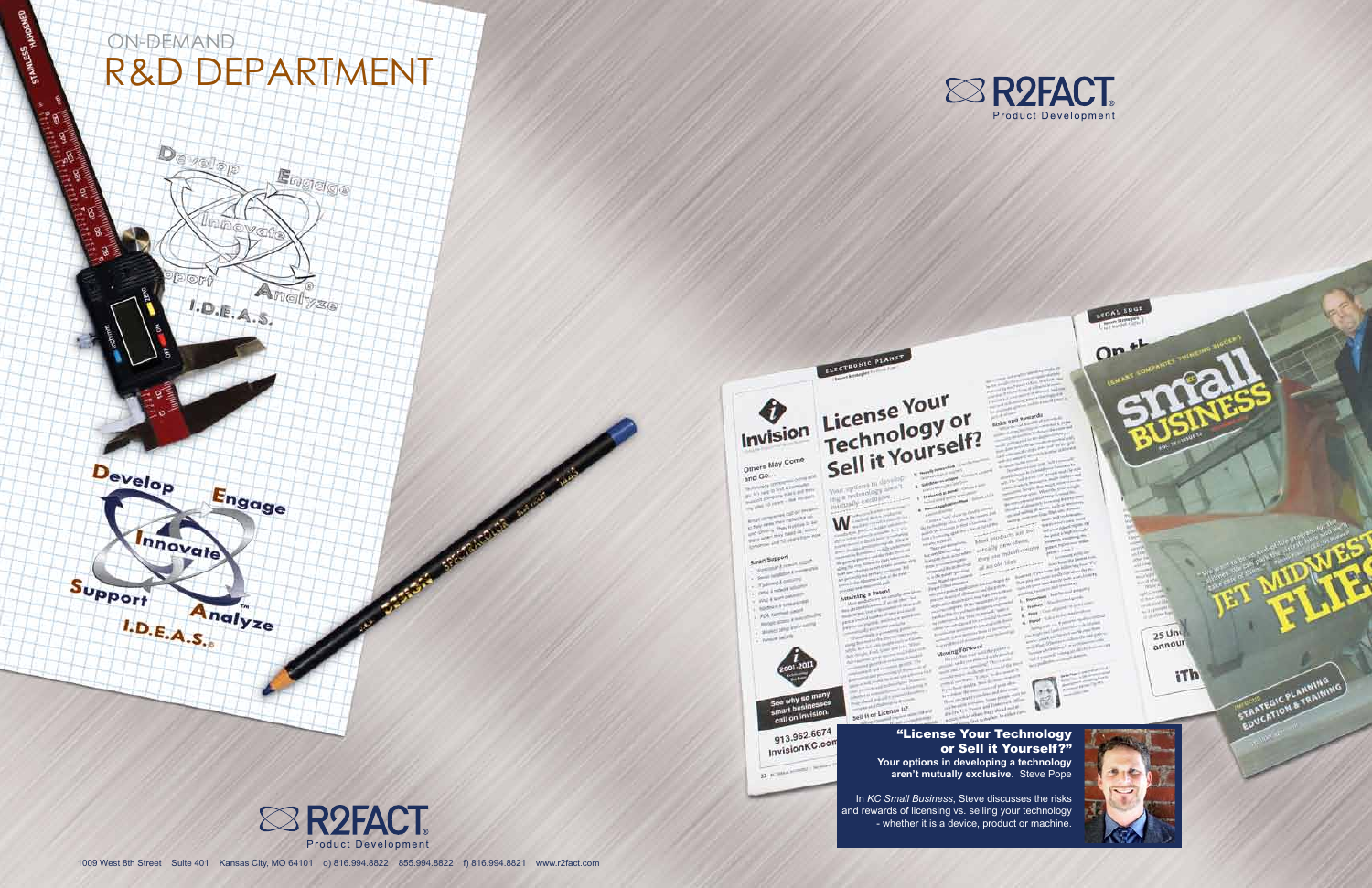# ON-DEMAND
# R&D DEPARTMENT

Develop Engage Innovate Support Analyze
I.D.E.A.S.®

R2FACT® Product Development

**"License Your Technology or Sell it Yourself?"**
**Your options in developing a technology aren't mutually exclusive.** Steve Pope

In *KC Small Business*, Steve discusses the risks and rewards of licensing vs. selling your technology - whether it is a device, product or machine.

R2FACT® Product Development

1009 West 8th Street Suite 401 Kansas City, MO 64101 o) 816.994.8822 855.994.8822 f) 816.994.8821 www.r2fact.com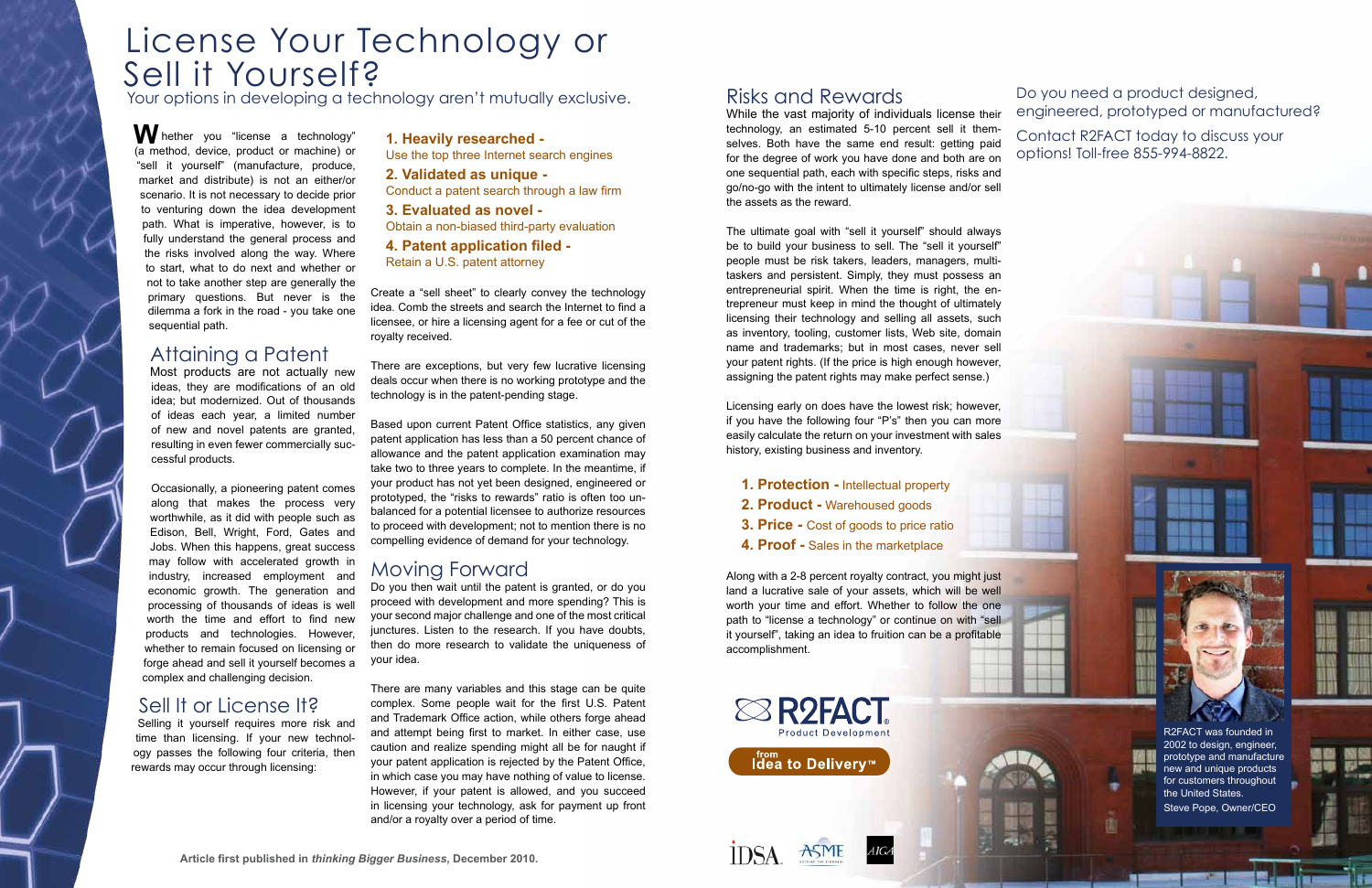# License Your Technology or Sell it Yourself?

Your options in developing a technology aren't mutually exclusive.

Whether you "license a technology" (a method, device, product or machine) or "sell it yourself" (manufacture, produce, market and distribute) is not an either/or scenario. It is not necessary to decide prior to venturing down the idea development path. What is imperative, however, is to fully understand the general process and the risks involved along the way. Where to start, what to do next and whether or not to take another step are generally the primary questions. But never is the dilemma a fork in the road - you take one sequential path.

## Attaining a Patent

Most products are not actually new ideas, they are modifications of an old idea; but modernized. Out of thousands of ideas each year, a limited number of new and novel patents are granted, resulting in even fewer commercially successful products.

Occasionally, a pioneering patent comes along that makes the process very worthwhile, as it did with people such as Edison, Bell, Wright, Ford, Gates and Jobs. When this happens, great success may follow with accelerated growth in industry, increased employment and economic growth. The generation and processing of thousands of ideas is well worth the time and effort to find new products and technologies. However, whether to remain focused on licensing or forge ahead and sell it yourself becomes a complex and challenging decision.

## Sell It or License It?

Selling it yourself requires more risk and time than licensing. If your new technology passes the following four criteria, then rewards may occur through licensing:

1. **Heavily researched -** Use the top three Internet search engines
2. **Validated as unique -** Conduct a patent search through a law firm
3. **Evaluated as novel -** Obtain a non-biased third-party evaluation
4. **Patent application filed -** Retain a U.S. patent attorney

Create a "sell sheet" to clearly convey the technology idea. Comb the streets and search the Internet to find a licensee, or hire a licensing agent for a fee or cut of the royalty received.

There are exceptions, but very few lucrative licensing deals occur when there is no working prototype and the technology is in the patent-pending stage.

Based upon current Patent Office statistics, any given patent application has less than a 50 percent chance of allowance and the patent application examination may take two to three years to complete. In the meantime, if your product has not yet been designed, engineered or prototyped, the "risks to rewards" ratio is often too unbalanced for a potential licensee to authorize resources to proceed with development; not to mention there is no compelling evidence of demand for your technology.

## Moving Forward

Do you then wait until the patent is granted, or do you proceed with development and more spending? This is your second major challenge and one of the most critical junctures. Listen to the research. If you have doubts, then do more research to validate the uniqueness of your idea.

There are many variables and this stage can be quite complex. Some people wait for the first U.S. Patent and Trademark Office action, while others forge ahead and attempt being first to market. In either case, use caution and realize spending might all be for naught if your patent application is rejected by the Patent Office, in which case you may have nothing of value to license. However, if your patent is allowed, and you succeed in licensing your technology, ask for payment up front and/or a royalty over a period of time.

## Risks and Rewards

While the vast majority of individuals license their technology, an estimated 5-10 percent sell it themselves. Both have the same end result: getting paid for the degree of work you have done and both are on one sequential path, each with specific steps, risks and go/no-go with the intent to ultimately license and/or sell the assets as the reward.

The ultimate goal with "sell it yourself" should always be to build your business to sell. The "sell it yourself" people must be risk takers, leaders, managers, multitaskers and persistent. Simply, they must possess an entrepreneurial spirit. When the time is right, the entrepreneur must keep in mind the thought of ultimately licensing their technology and selling all assets, such as inventory, tooling, customer lists, Web site, domain name and trademarks; but in most cases, never sell your patent rights. (If the price is high enough however, assigning the patent rights may make perfect sense.)

Licensing early on does have the lowest risk; however, if you have the following four "P's" then you can more easily calculate the return on your investment with sales history, existing business and inventory.

1. **Protection -** Intellectual property
2. **Product -** Warehoused goods
3. **Price -** Cost of goods to price ratio
4. **Proof -** Sales in the marketplace

Along with a 2-8 percent royalty contract, you might just land a lucrative sale of your assets, which will be well worth your time and effort. Whether to follow the one path to "license a technology" or continue on with "sell it yourself", taking an idea to fruition can be a profitable accomplishment.

**Article first published in *thinking Bigger Business*, December 2010.**

Do you need a product designed, engineered, prototyped or manufactured?

Contact R2FACT today to discuss your options! Toll-free 855-994-8822.

R2FACT Product Development

from Idea to Delivery™

R2FACT was founded in 2002 to design, engineer, prototype and manufacture new and unique products for customers throughout the United States.

Steve Pope, Owner/CEO

IDSA ASME AIGA